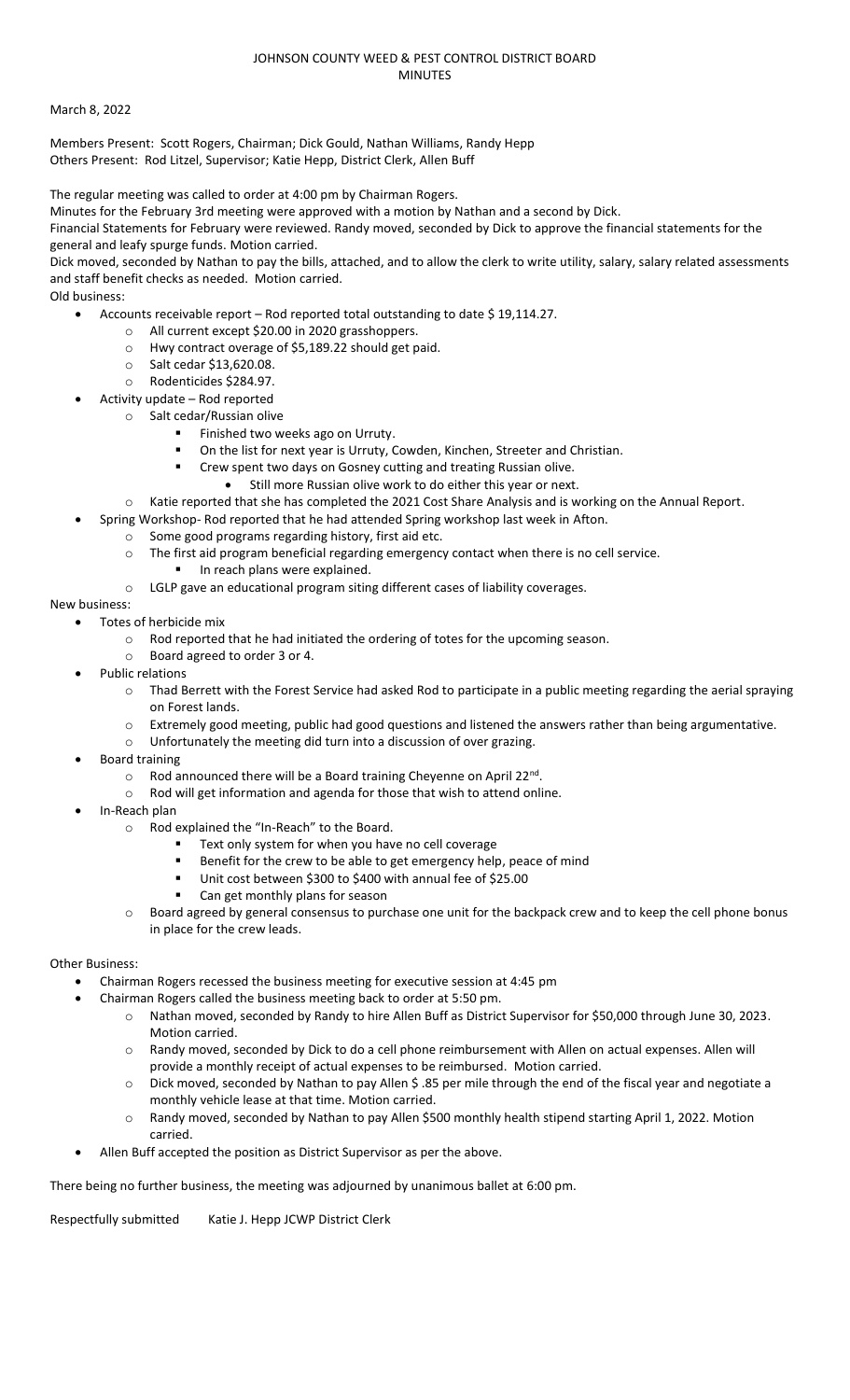# JOHNSON COUNTY WEED & PEST CONTROL DISTRICT BOARD
## MINUTES

March 8, 2022

Members Present: Scott Rogers, Chairman; Dick Gould, Nathan Williams, Randy Hepp
Others Present: Rod Litzel, Supervisor; Katie Hepp, District Clerk, Allen Buff

The regular meeting was called to order at 4:00 pm by Chairman Rogers.

Minutes for the February 3rd meeting were approved with a motion by Nathan and a second by Dick.

Financial Statements for February were reviewed. Randy moved, seconded by Dick to approve the financial statements for the general and leafy spurge funds. Motion carried.

Dick moved, seconded by Nathan to pay the bills, attached, and to allow the clerk to write utility, salary, salary related assessments and staff benefit checks as needed. Motion carried.

Old business:

- Accounts receivable report – Rod reported total outstanding to date $ 19,114.27.
  - All current except $20.00 in 2020 grasshoppers.
  - Hwy contract overage of $5,189.22 should get paid.
  - Salt cedar $13,620.08.
  - Rodenticides $284.97.
- Activity update – Rod reported
  - Salt cedar/Russian olive
    - Finished two weeks ago on Urruty.
    - On the list for next year is Urruty, Cowden, Kinchen, Streeter and Christian.
    - Crew spent two days on Gosney cutting and treating Russian olive.
      - Still more Russian olive work to do either this year or next.
  - Katie reported that she has completed the 2021 Cost Share Analysis and is working on the Annual Report.
- Spring Workshop- Rod reported that he had attended Spring workshop last week in Afton.
  - Some good programs regarding history, first aid etc.
  - The first aid program beneficial regarding emergency contact when there is no cell service.
    - In reach plans were explained.
  - LGLP gave an educational program siting different cases of liability coverages.

New business:

- Totes of herbicide mix
  - Rod reported that he had initiated the ordering of totes for the upcoming season.
  - Board agreed to order 3 or 4.
- Public relations
  - Thad Berrett with the Forest Service had asked Rod to participate in a public meeting regarding the aerial spraying on Forest lands.
  - Extremely good meeting, public had good questions and listened the answers rather than being argumentative.
  - Unfortunately the meeting did turn into a discussion of over grazing.
- Board training
  - Rod announced there will be a Board training Cheyenne on April 22nd.
  - Rod will get information and agenda for those that wish to attend online.
- In-Reach plan
  - Rod explained the "In-Reach" to the Board.
    - Text only system for when you have no cell coverage
    - Benefit for the crew to be able to get emergency help, peace of mind
    - Unit cost between $300 to $400 with annual fee of $25.00
    - Can get monthly plans for season
  - Board agreed by general consensus to purchase one unit for the backpack crew and to keep the cell phone bonus in place for the crew leads.

Other Business:

- Chairman Rogers recessed the business meeting for executive session at 4:45 pm
- Chairman Rogers called the business meeting back to order at 5:50 pm.
  - Nathan moved, seconded by Randy to hire Allen Buff as District Supervisor for $50,000 through June 30, 2023. Motion carried.
  - Randy moved, seconded by Dick to do a cell phone reimbursement with Allen on actual expenses. Allen will provide a monthly receipt of actual expenses to be reimbursed. Motion carried.
  - Dick moved, seconded by Nathan to pay Allen $ .85 per mile through the end of the fiscal year and negotiate a monthly vehicle lease at that time. Motion carried.
  - Randy moved, seconded by Nathan to pay Allen $500 monthly health stipend starting April 1, 2022. Motion carried.
- Allen Buff accepted the position as District Supervisor as per the above.

There being no further business, the meeting was adjourned by unanimous ballet at 6:00 pm.

Respectfully submitted Katie J. Hepp JCWP District Clerk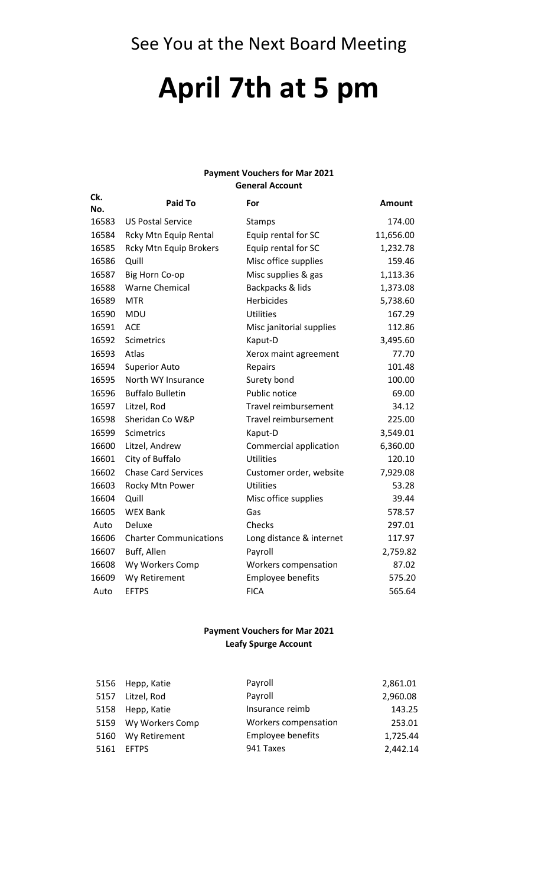## See You at the Next Board Meeting

# April 7th at 5 pm

**Payment Vouchers for Mar 2021**
**General Account**

| Ck. No. | Paid To | For | Amount |
|---|---|---|---|
| 16583 | US Postal Service | Stamps | 174.00 |
| 16584 | Rcky Mtn Equip Rental | Equip rental for SC | 11,656.00 |
| 16585 | Rcky Mtn Equip Brokers | Equip rental for SC | 1,232.78 |
| 16586 | Quill | Misc office supplies | 159.46 |
| 16587 | Big Horn Co-op | Misc supplies & gas | 1,113.36 |
| 16588 | Warne Chemical | Backpacks & lids | 1,373.08 |
| 16589 | MTR | Herbicides | 5,738.60 |
| 16590 | MDU | Utilities | 167.29 |
| 16591 | ACE | Misc janitorial supplies | 112.86 |
| 16592 | Scimetrics | Kaput-D | 3,495.60 |
| 16593 | Atlas | Xerox maint agreement | 77.70 |
| 16594 | Superior Auto | Repairs | 101.48 |
| 16595 | North WY Insurance | Surety bond | 100.00 |
| 16596 | Buffalo Bulletin | Public notice | 69.00 |
| 16597 | Litzel, Rod | Travel reimbursement | 34.12 |
| 16598 | Sheridan Co W&P | Travel reimbursement | 225.00 |
| 16599 | Scimetrics | Kaput-D | 3,549.01 |
| 16600 | Litzel, Andrew | Commercial application | 6,360.00 |
| 16601 | City of Buffalo | Utilities | 120.10 |
| 16602 | Chase Card Services | Customer order, website | 7,929.08 |
| 16603 | Rocky Mtn Power | Utilities | 53.28 |
| 16604 | Quill | Misc office supplies | 39.44 |
| 16605 | WEX Bank | Gas | 578.57 |
| Auto | Deluxe | Checks | 297.01 |
| 16606 | Charter Communications | Long distance & internet | 117.97 |
| 16607 | Buff, Allen | Payroll | 2,759.82 |
| 16608 | Wy Workers Comp | Workers compensation | 87.02 |
| 16609 | Wy Retirement | Employee benefits | 575.20 |
| Auto | EFTPS | FICA | 565.64 |

**Payment Vouchers for Mar 2021**
**Leafy Spurge Account**

| | | | |
|---|---|---|---|
| 5156 | Hepp, Katie | Payroll | 2,861.01 |
| 5157 | Litzel, Rod | Payroll | 2,960.08 |
| 5158 | Hepp, Katie | Insurance reimb | 143.25 |
| 5159 | Wy Workers Comp | Workers compensation | 253.01 |
| 5160 | Wy Retirement | Employee benefits | 1,725.44 |
| 5161 | EFTPS | 941 Taxes | 2,442.14 |